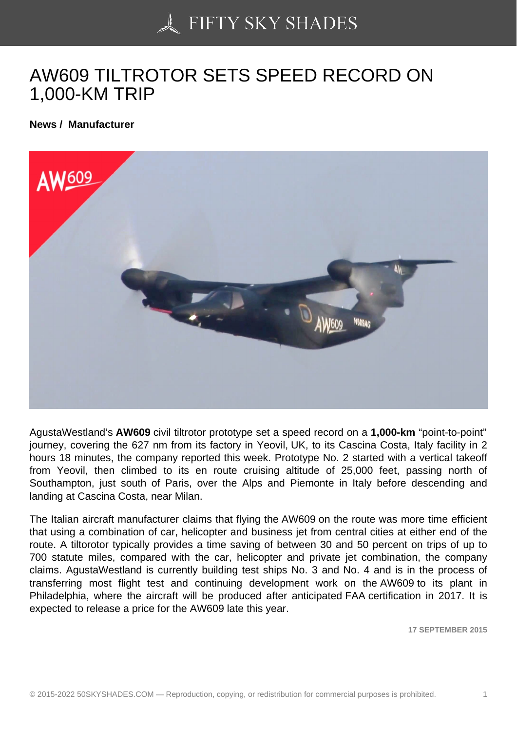# AW609 TILTROTOR SETS SPEED RECORD ON 1,000-KM TRIP

**News / Manufacturer**

AgustaWestland's **AW609** civil tiltrotor prototype set a speed record on a **1,000-km** "point-to-point" journey, covering the 627 nm from its factory in Yeovil, UK, to its Cascina Costa, Italy facility in 2 hours 18 minutes, the company reported this week. Prototype No. 2 started with a vertical takeoff from Yeovil, then climbed to its en route cruising altitude of 25,000 feet, passing north of Southampton, just south of Paris, over the Alps and Piemonte in Italy before descending and landing at Cascina Costa, near Milan.

The Italian aircraft manufacturer claims that flying the AW609 on the route was more time efficient that using a combination of car, helicopter and business jet from central cities at either end of the route. A tiltorotor typically provides a time saving of between 30 and 50 percent on trips of up to 700 statute miles, compared with the car, helicopter and private jet combination, the company claims. AgustaWestland is currently building test ships No. 3 and No. 4 and is in the process of transferring most flight test and continuing development work on the AW609 to its plant in Philadelphia, where the aircraft will be produced after anticipated FAA certification in 2017. It is expected to release a price for the AW609 late this year.

**17 SEPTEMBER 2015**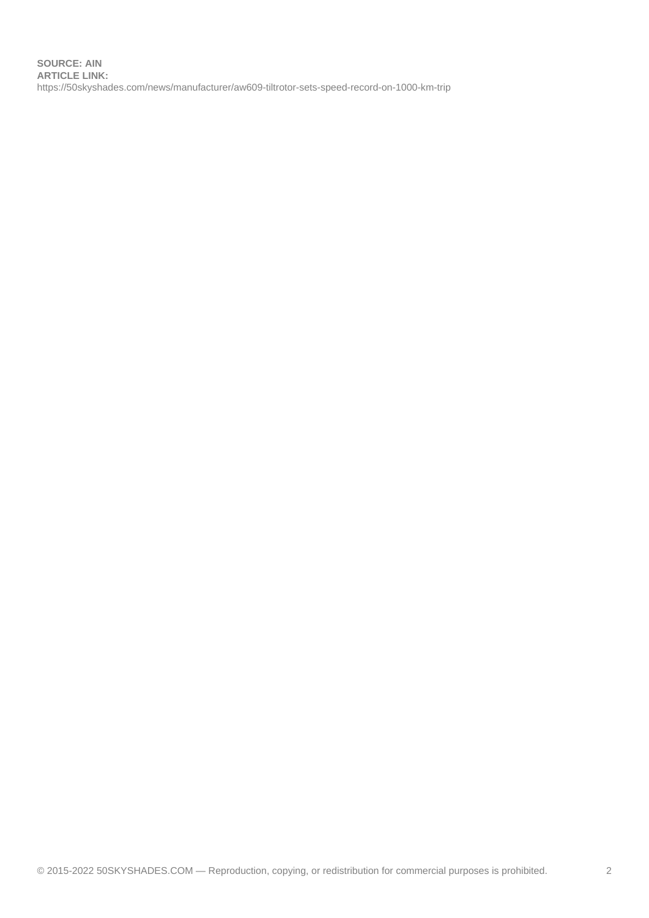**SOURCE: AIN**
**ARTICLE LINK:**
https://50skyshades.com/news/manufacturer/aw609-tiltrotor-sets-speed-record-on-1000-km-trip